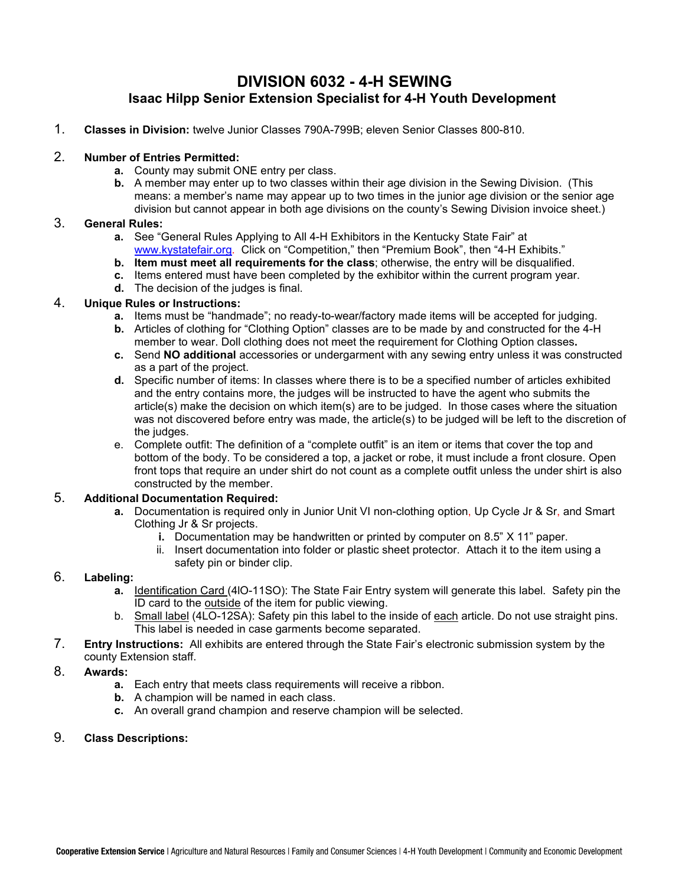# DIVISION 6032 - 4-H SEWING

## Isaac Hilpp Senior Extension Specialist for 4-H Youth Development

1. **Classes in Division:** twelve Junior Classes 790A-799B; eleven Senior Classes 800-810.

2. **Number of Entries Permitted:**
   - **a.** County may submit ONE entry per class.
   - **b.** A member may enter up to two classes within their age division in the Sewing Division. (This means: a member's name may appear up to two times in the junior age division or the senior age division but cannot appear in both age divisions on the county's Sewing Division invoice sheet.)

3. **General Rules:**
   - **a.** See "General Rules Applying to All 4-H Exhibitors in the Kentucky State Fair" at www.kystatefair.org. Click on "Competition," then "Premium Book", then "4-H Exhibits."
   - **b.** **Item must meet all requirements for the class**; otherwise, the entry will be disqualified.
   - **c.** Items entered must have been completed by the exhibitor within the current program year.
   - **d.** The decision of the judges is final.

4. **Unique Rules or Instructions:**
   - **a.** Items must be "handmade"; no ready-to-wear/factory made items will be accepted for judging.
   - **b.** Articles of clothing for "Clothing Option" classes are to be made by and constructed for the 4-H member to wear. Doll clothing does not meet the requirement for Clothing Option classes**.**
   - **c.** Send **NO additional** accessories or undergarment with any sewing entry unless it was constructed as a part of the project.
   - **d.** Specific number of items: In classes where there is to be a specified number of articles exhibited and the entry contains more, the judges will be instructed to have the agent who submits the article(s) make the decision on which item(s) are to be judged. In those cases where the situation was not discovered before entry was made, the article(s) to be judged will be left to the discretion of the judges.
   - e. Complete outfit: The definition of a "complete outfit" is an item or items that cover the top and bottom of the body. To be considered a top, a jacket or robe, it must include a front closure. Open front tops that require an under shirt do not count as a complete outfit unless the under shirt is also constructed by the member.

5. **Additional Documentation Required:**
   - **a.** Documentation is required only in Junior Unit VI non-clothing option, Up Cycle Jr & Sr, and Smart Clothing Jr & Sr projects.
     - **i.** Documentation may be handwritten or printed by computer on 8.5" X 11" paper.
     - ii. Insert documentation into folder or plastic sheet protector. Attach it to the item using a safety pin or binder clip.

6. **Labeling:**
   - **a.** Identification Card (4IO-11SO): The State Fair Entry system will generate this label. Safety pin the ID card to the outside of the item for public viewing.
   - b. Small label (4LO-12SA): Safety pin this label to the inside of each article. Do not use straight pins. This label is needed in case garments become separated.

7. **Entry Instructions:** All exhibits are entered through the State Fair's electronic submission system by the county Extension staff.

8. **Awards:**
   - **a.** Each entry that meets class requirements will receive a ribbon.
   - **b.** A champion will be named in each class.
   - **c.** An overall grand champion and reserve champion will be selected.

9. **Class Descriptions:**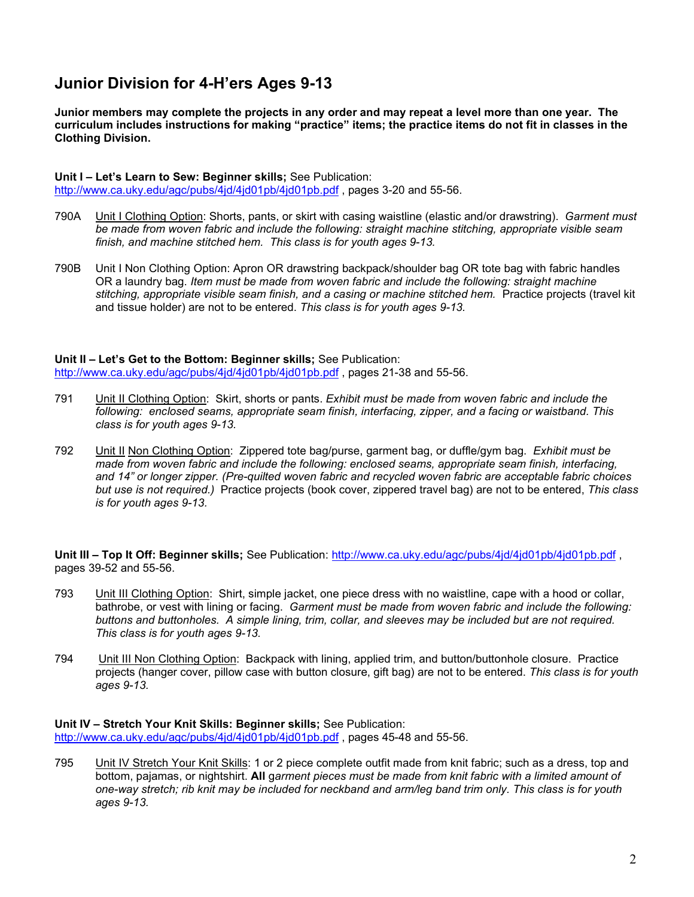## Junior Division for 4-H'ers Ages 9-13

**Junior members may complete the projects in any order and may repeat a level more than one year. The curriculum includes instructions for making "practice" items; the practice items do not fit in classes in the Clothing Division.**

**Unit I – Let's Learn to Sew: Beginner skills;** See Publication: http://www.ca.uky.edu/agc/pubs/4jd/4jd01pb/4jd01pb.pdf , pages 3-20 and 55-56.

790A Unit I Clothing Option: Shorts, pants, or skirt with casing waistline (elastic and/or drawstring). *Garment must be made from woven fabric and include the following: straight machine stitching, appropriate visible seam finish, and machine stitched hem. This class is for youth ages 9-13.*

790B Unit I Non Clothing Option: Apron OR drawstring backpack/shoulder bag OR tote bag with fabric handles OR a laundry bag. *Item must be made from woven fabric and include the following: straight machine stitching, appropriate visible seam finish, and a casing or machine stitched hem.* Practice projects (travel kit and tissue holder) are not to be entered. *This class is for youth ages 9-13.*

**Unit II – Let's Get to the Bottom: Beginner skills;** See Publication: http://www.ca.uky.edu/agc/pubs/4jd/4jd01pb/4jd01pb.pdf , pages 21-38 and 55-56.

791 Unit II Clothing Option: Skirt, shorts or pants. *Exhibit must be made from woven fabric and include the following: enclosed seams, appropriate seam finish, interfacing, zipper, and a facing or waistband. This class is for youth ages 9-13.*

792 Unit II Non Clothing Option: Zippered tote bag/purse, garment bag, or duffle/gym bag. *Exhibit must be made from woven fabric and include the following: enclosed seams, appropriate seam finish, interfacing, and 14" or longer zipper. (Pre-quilted woven fabric and recycled woven fabric are acceptable fabric choices but use is not required.)* Practice projects (book cover, zippered travel bag) are not to be entered, *This class is for youth ages 9-13.*

**Unit III – Top It Off: Beginner skills;** See Publication: http://www.ca.uky.edu/agc/pubs/4jd/4jd01pb/4jd01pb.pdf , pages 39-52 and 55-56.

793 Unit III Clothing Option: Shirt, simple jacket, one piece dress with no waistline, cape with a hood or collar, bathrobe, or vest with lining or facing. *Garment must be made from woven fabric and include the following: buttons and buttonholes. A simple lining, trim, collar, and sleeves may be included but are not required. This class is for youth ages 9-13.*

794 Unit III Non Clothing Option: Backpack with lining, applied trim, and button/buttonhole closure. Practice projects (hanger cover, pillow case with button closure, gift bag) are not to be entered. *This class is for youth ages 9-13.*

**Unit IV – Stretch Your Knit Skills: Beginner skills;** See Publication: http://www.ca.uky.edu/agc/pubs/4jd/4jd01pb/4jd01pb.pdf , pages 45-48 and 55-56.

795 Unit IV Stretch Your Knit Skills: 1 or 2 piece complete outfit made from knit fabric; such as a dress, top and bottom, pajamas, or nightshirt. ***All** garment pieces must be made from knit fabric with a limited amount of one-way stretch; rib knit may be included for neckband and arm/leg band trim only. This class is for youth ages 9-13.*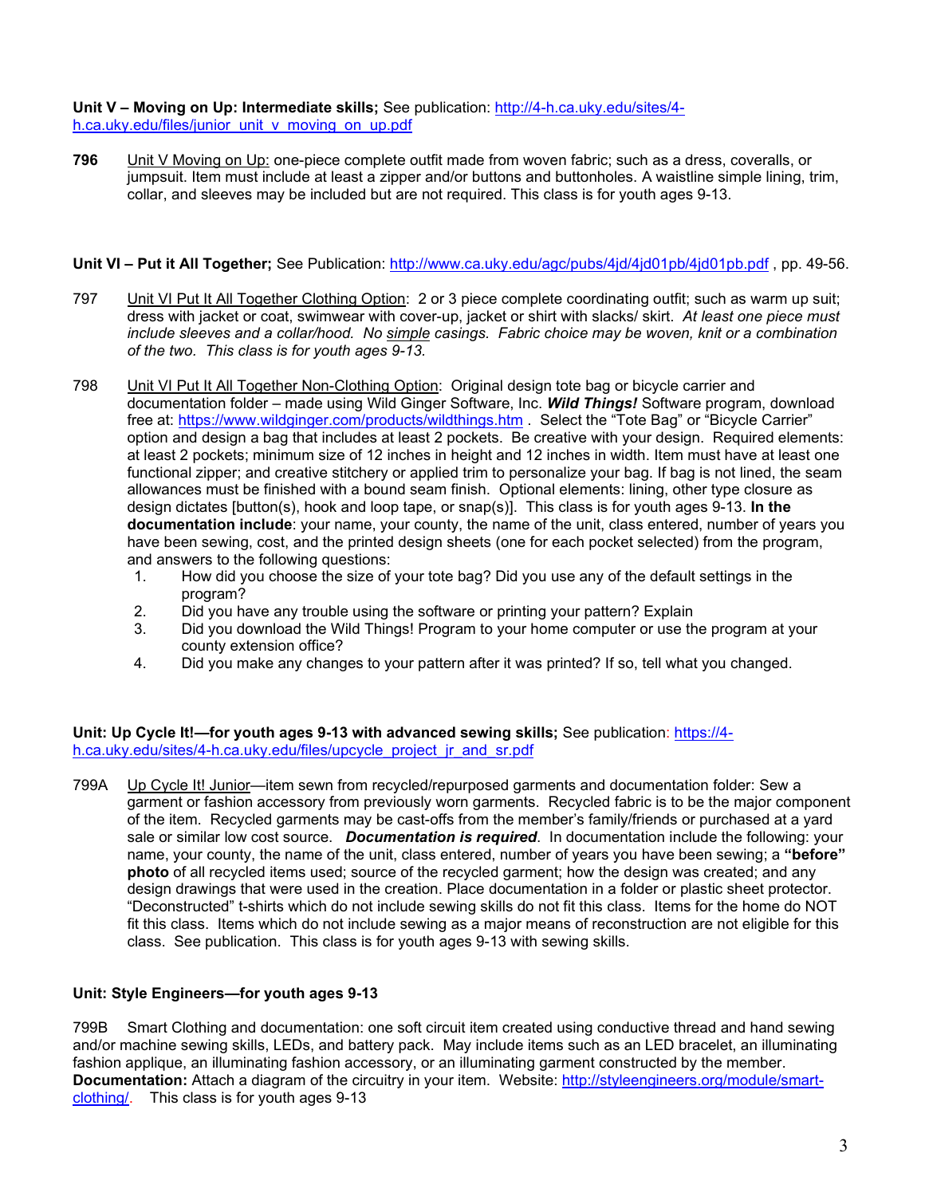**Unit V – Moving on Up: Intermediate skills;** See publication: http://4-h.ca.uky.edu/sites/4-h.ca.uky.edu/files/junior_unit_v_moving_on_up.pdf

**796** Unit V Moving on Up: one-piece complete outfit made from woven fabric; such as a dress, coveralls, or jumpsuit. Item must include at least a zipper and/or buttons and buttonholes. A waistline simple lining, trim, collar, and sleeves may be included but are not required. This class is for youth ages 9-13.

**Unit VI – Put it All Together;** See Publication: http://www.ca.uky.edu/agc/pubs/4jd/4jd01pb/4jd01pb.pdf , pp. 49-56.

797 Unit VI Put It All Together Clothing Option: 2 or 3 piece complete coordinating outfit; such as warm up suit; dress with jacket or coat, swimwear with cover-up, jacket or shirt with slacks/ skirt. *At least one piece must include sleeves and a collar/hood. No simple casings. Fabric choice may be woven, knit or a combination of the two. This class is for youth ages 9-13.*

798 Unit VI Put It All Together Non-Clothing Option: Original design tote bag or bicycle carrier and documentation folder – made using Wild Ginger Software, Inc. ***Wild Things!*** Software program, download free at: https://www.wildginger.com/products/wildthings.htm . Select the "Tote Bag" or "Bicycle Carrier" option and design a bag that includes at least 2 pockets. Be creative with your design. Required elements: at least 2 pockets; minimum size of 12 inches in height and 12 inches in width. Item must have at least one functional zipper; and creative stitchery or applied trim to personalize your bag. If bag is not lined, the seam allowances must be finished with a bound seam finish. Optional elements: lining, other type closure as design dictates [button(s), hook and loop tape, or snap(s)]. This class is for youth ages 9-13. **In the documentation include**: your name, your county, the name of the unit, class entered, number of years you have been sewing, cost, and the printed design sheets (one for each pocket selected) from the program, and answers to the following questions:

1. How did you choose the size of your tote bag? Did you use any of the default settings in the program?
2. Did you have any trouble using the software or printing your pattern? Explain
3. Did you download the Wild Things! Program to your home computer or use the program at your county extension office?
4. Did you make any changes to your pattern after it was printed? If so, tell what you changed.

**Unit: Up Cycle It!—for youth ages 9-13 with advanced sewing skills;** See publication: https://4-h.ca.uky.edu/sites/4-h.ca.uky.edu/files/upcycle_project_jr_and_sr.pdf

799A Up Cycle It! Junior—item sewn from recycled/repurposed garments and documentation folder: Sew a garment or fashion accessory from previously worn garments. Recycled fabric is to be the major component of the item. Recycled garments may be cast-offs from the member's family/friends or purchased at a yard sale or similar low cost source. ***Documentation is required***. In documentation include the following: your name, your county, the name of the unit, class entered, number of years you have been sewing; a **"before" photo** of all recycled items used; source of the recycled garment; how the design was created; and any design drawings that were used in the creation. Place documentation in a folder or plastic sheet protector. "Deconstructed" t-shirts which do not include sewing skills do not fit this class. Items for the home do NOT fit this class. Items which do not include sewing as a major means of reconstruction are not eligible for this class. See publication. This class is for youth ages 9-13 with sewing skills.

**Unit: Style Engineers—for youth ages 9-13**

799B Smart Clothing and documentation: one soft circuit item created using conductive thread and hand sewing and/or machine sewing skills, LEDs, and battery pack. May include items such as an LED bracelet, an illuminating fashion applique, an illuminating fashion accessory, or an illuminating garment constructed by the member. **Documentation:** Attach a diagram of the circuitry in your item. Website: http://styleengineers.org/module/smart-clothing/. This class is for youth ages 9-13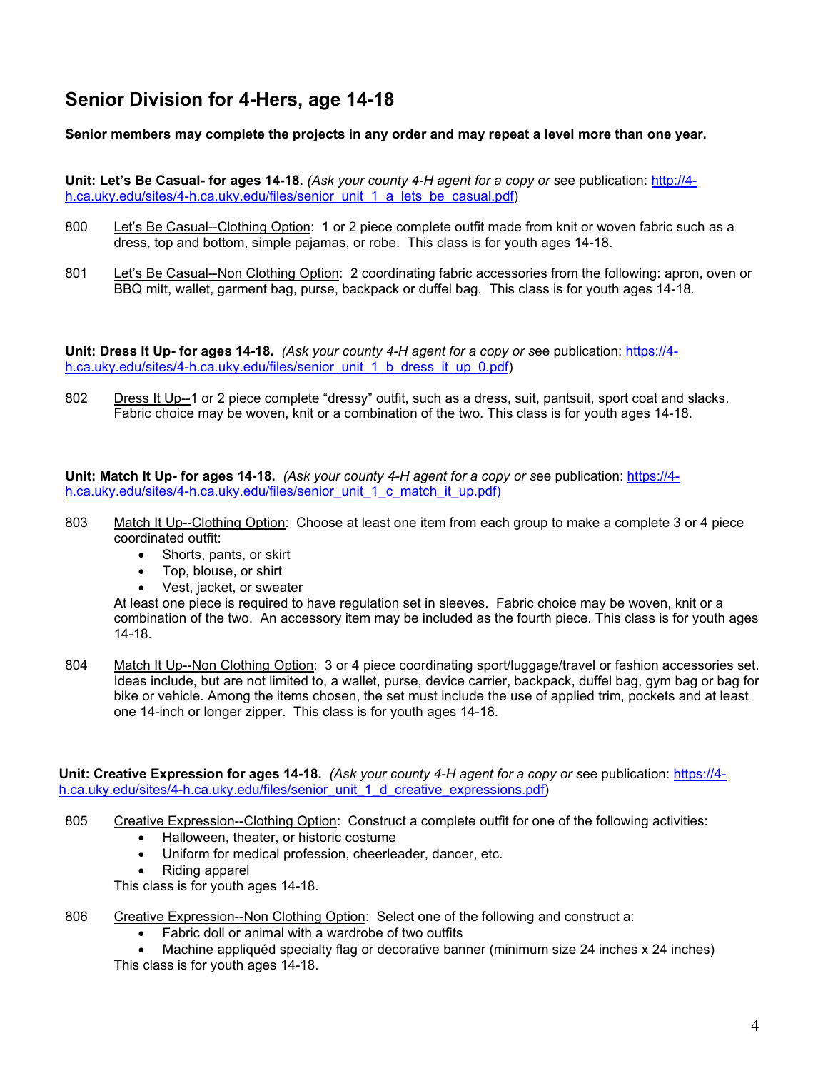## Senior Division for 4-Hers, age 14-18

**Senior members may complete the projects in any order and may repeat a level more than one year.**

**Unit: Let's Be Casual- for ages 14-18.** *(Ask your county 4-H agent for a copy or s*ee publication: http://4-h.ca.uky.edu/sites/4-h.ca.uky.edu/files/senior_unit_1_a_lets_be_casual.pdf)

800 Let's Be Casual--Clothing Option: 1 or 2 piece complete outfit made from knit or woven fabric such as a dress, top and bottom, simple pajamas, or robe. This class is for youth ages 14-18.

801 Let's Be Casual--Non Clothing Option: 2 coordinating fabric accessories from the following: apron, oven or BBQ mitt, wallet, garment bag, purse, backpack or duffel bag. This class is for youth ages 14-18.

**Unit: Dress It Up- for ages 14-18.** *(Ask your county 4-H agent for a copy or s*ee publication: https://4-h.ca.uky.edu/sites/4-h.ca.uky.edu/files/senior_unit_1_b_dress_it_up_0.pdf)

802 Dress It Up--1 or 2 piece complete "dressy" outfit, such as a dress, suit, pantsuit, sport coat and slacks. Fabric choice may be woven, knit or a combination of the two. This class is for youth ages 14-18.

**Unit: Match It Up- for ages 14-18.** *(Ask your county 4-H agent for a copy or s*ee publication: https://4-h.ca.uky.edu/sites/4-h.ca.uky.edu/files/senior_unit_1_c_match_it_up.pdf)

803 Match It Up--Clothing Option: Choose at least one item from each group to make a complete 3 or 4 piece coordinated outfit:

- Shorts, pants, or skirt
- Top, blouse, or shirt
- Vest, jacket, or sweater

At least one piece is required to have regulation set in sleeves. Fabric choice may be woven, knit or a combination of the two. An accessory item may be included as the fourth piece. This class is for youth ages 14-18.

804 Match It Up--Non Clothing Option: 3 or 4 piece coordinating sport/luggage/travel or fashion accessories set. Ideas include, but are not limited to, a wallet, purse, device carrier, backpack, duffel bag, gym bag or bag for bike or vehicle. Among the items chosen, the set must include the use of applied trim, pockets and at least one 14-inch or longer zipper. This class is for youth ages 14-18.

**Unit: Creative Expression for ages 14-18.** *(Ask your county 4-H agent for a copy or s*ee publication: https://4-h.ca.uky.edu/sites/4-h.ca.uky.edu/files/senior_unit_1_d_creative_expressions.pdf)

805 Creative Expression--Clothing Option: Construct a complete outfit for one of the following activities:

- Halloween, theater, or historic costume
- Uniform for medical profession, cheerleader, dancer, etc.
- Riding apparel

This class is for youth ages 14-18.

806 Creative Expression--Non Clothing Option: Select one of the following and construct a:

- Fabric doll or animal with a wardrobe of two outfits
- Machine appliquéd specialty flag or decorative banner (minimum size 24 inches x 24 inches)

This class is for youth ages 14-18.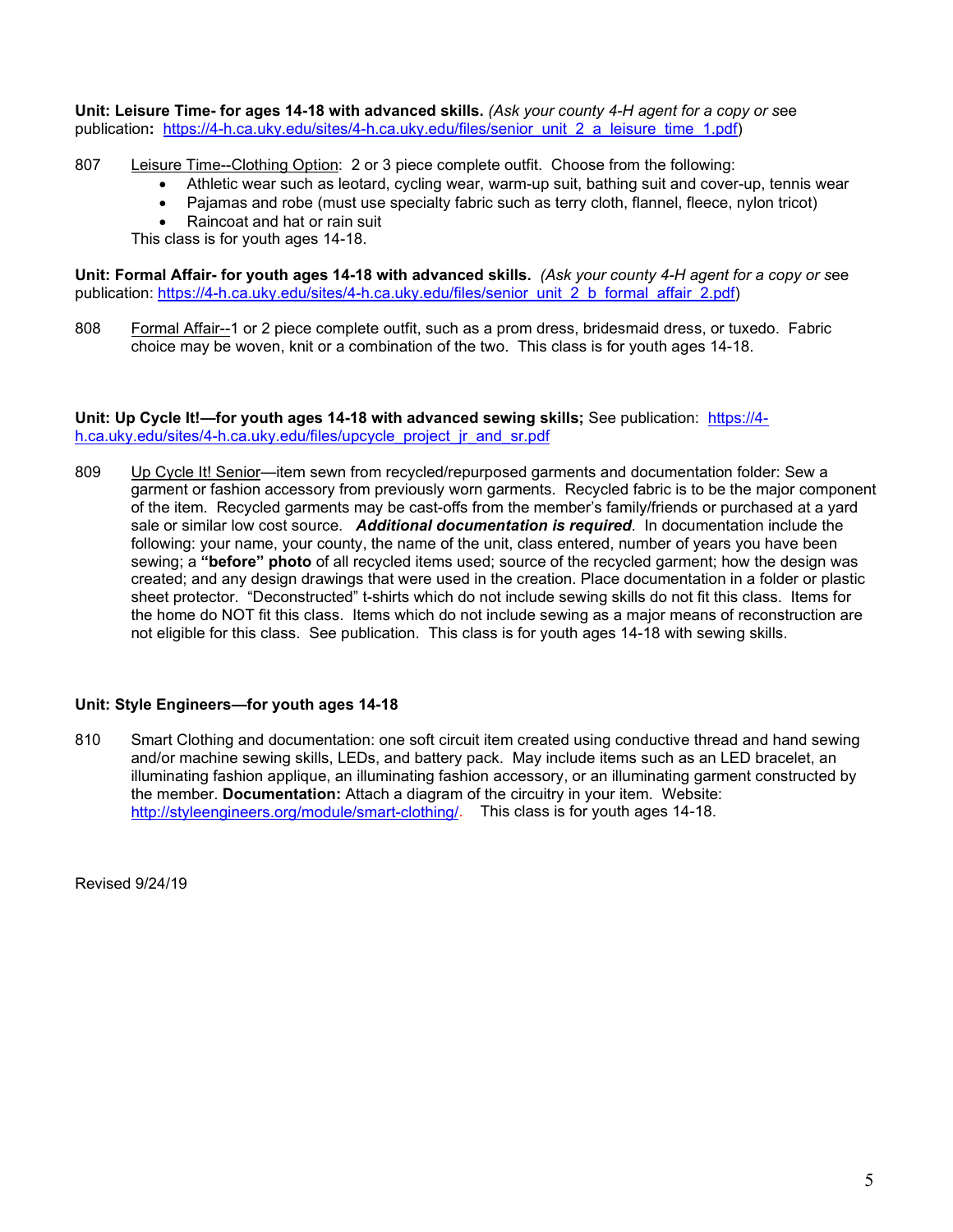**Unit: Leisure Time- for ages 14-18 with advanced skills.** *(Ask your county 4-H agent for a copy or see* publication**:** https://4-h.ca.uky.edu/sites/4-h.ca.uky.edu/files/senior_unit_2_a_leisure_time_1.pdf)

807 Leisure Time--Clothing Option: 2 or 3 piece complete outfit. Choose from the following:

- Athletic wear such as leotard, cycling wear, warm-up suit, bathing suit and cover-up, tennis wear
- Pajamas and robe (must use specialty fabric such as terry cloth, flannel, fleece, nylon tricot)
- Raincoat and hat or rain suit

This class is for youth ages 14-18.

**Unit: Formal Affair- for youth ages 14-18 with advanced skills.** *(Ask your county 4-H agent for a copy or see* publication: https://4-h.ca.uky.edu/sites/4-h.ca.uky.edu/files/senior_unit_2_b_formal_affair_2.pdf)

808 Formal Affair--1 or 2 piece complete outfit, such as a prom dress, bridesmaid dress, or tuxedo. Fabric choice may be woven, knit or a combination of the two. This class is for youth ages 14-18.

**Unit: Up Cycle It!—for youth ages 14-18 with advanced sewing skills;** See publication: https://4-h.ca.uky.edu/sites/4-h.ca.uky.edu/files/upcycle_project_jr_and_sr.pdf

809 Up Cycle It! Senior—item sewn from recycled/repurposed garments and documentation folder: Sew a garment or fashion accessory from previously worn garments. Recycled fabric is to be the major component of the item. Recycled garments may be cast-offs from the member's family/friends or purchased at a yard sale or similar low cost source. ***Additional documentation is required***. In documentation include the following: your name, your county, the name of the unit, class entered, number of years you have been sewing; a **"before" photo** of all recycled items used; source of the recycled garment; how the design was created; and any design drawings that were used in the creation. Place documentation in a folder or plastic sheet protector. "Deconstructed" t-shirts which do not include sewing skills do not fit this class. Items for the home do NOT fit this class. Items which do not include sewing as a major means of reconstruction are not eligible for this class. See publication. This class is for youth ages 14-18 with sewing skills.

**Unit: Style Engineers—for youth ages 14-18**

810 Smart Clothing and documentation: one soft circuit item created using conductive thread and hand sewing and/or machine sewing skills, LEDs, and battery pack. May include items such as an LED bracelet, an illuminating fashion applique, an illuminating fashion accessory, or an illuminating garment constructed by the member. **Documentation:** Attach a diagram of the circuitry in your item. Website: http://styleengineers.org/module/smart-clothing/. This class is for youth ages 14-18.

Revised 9/24/19